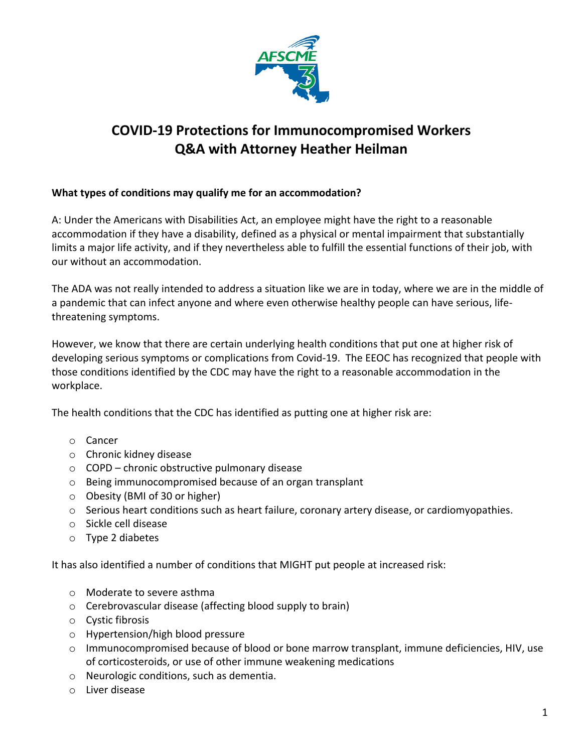# COVID-19 Protections for Immunocompromised Workers
# Q&A with Attorney Heather Heilman

**What types of conditions may qualify me for an accommodation?**

A: Under the Americans with Disabilities Act, an employee might have the right to a reasonable accommodation if they have a disability, defined as a physical or mental impairment that substantially limits a major life activity, and if they nevertheless able to fulfill the essential functions of their job, with our without an accommodation.

The ADA was not really intended to address a situation like we are in today, where we are in the middle of a pandemic that can infect anyone and where even otherwise healthy people can have serious, life-threatening symptoms.

However, we know that there are certain underlying health conditions that put one at higher risk of developing serious symptoms or complications from Covid-19. The EEOC has recognized that people with those conditions identified by the CDC may have the right to a reasonable accommodation in the workplace.

The health conditions that the CDC has identified as putting one at higher risk are:

- Cancer
- Chronic kidney disease
- COPD – chronic obstructive pulmonary disease
- Being immunocompromised because of an organ transplant
- Obesity (BMI of 30 or higher)
- Serious heart conditions such as heart failure, coronary artery disease, or cardiomyopathies.
- Sickle cell disease
- Type 2 diabetes

It has also identified a number of conditions that MIGHT put people at increased risk:

- Moderate to severe asthma
- Cerebrovascular disease (affecting blood supply to brain)
- Cystic fibrosis
- Hypertension/high blood pressure
- Immunocompromised because of blood or bone marrow transplant, immune deficiencies, HIV, use of corticosteroids, or use of other immune weakening medications
- Neurologic conditions, such as dementia.
- Liver disease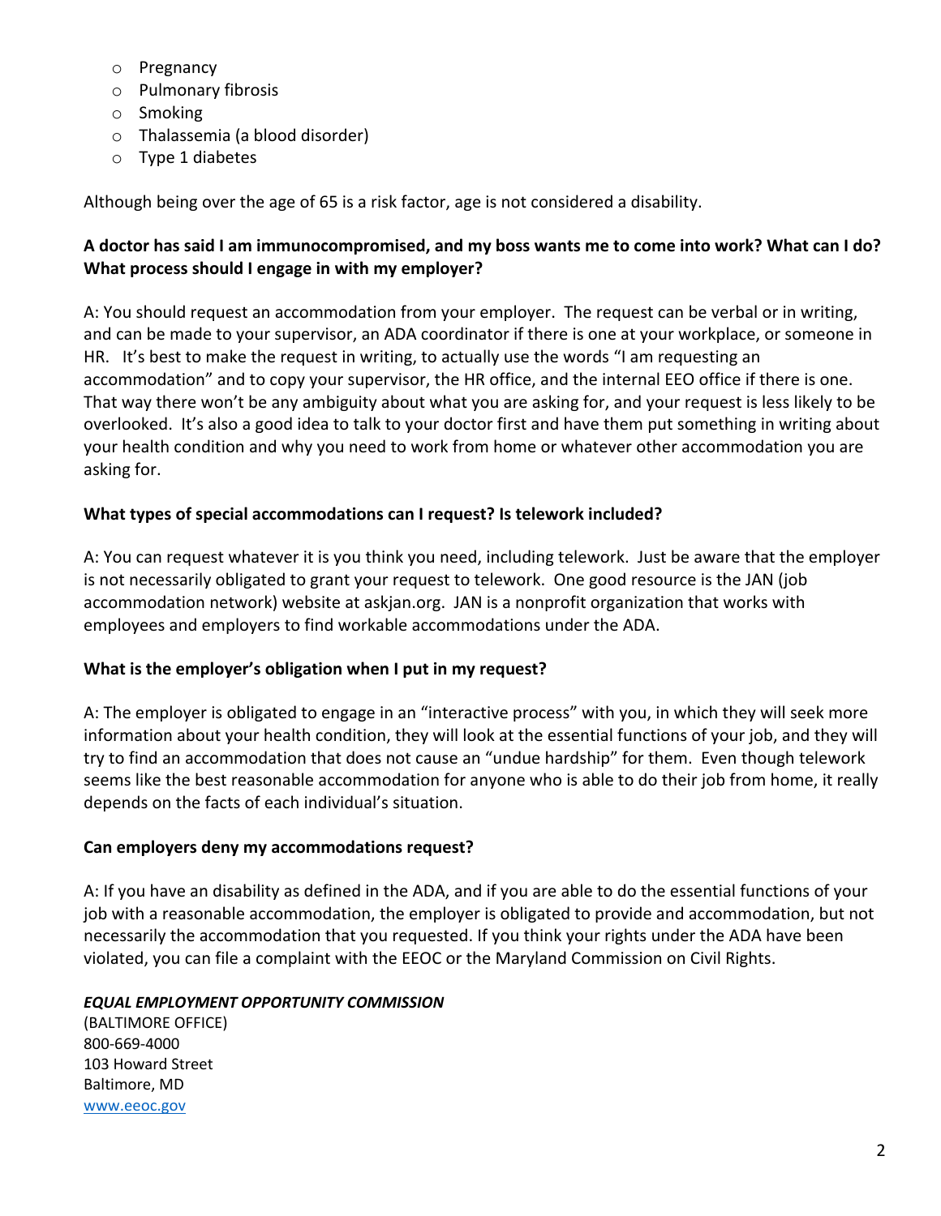- Pregnancy
- Pulmonary fibrosis
- Smoking
- Thalassemia (a blood disorder)
- Type 1 diabetes

Although being over the age of 65 is a risk factor, age is not considered a disability.

**A doctor has said I am immunocompromised, and my boss wants me to come into work? What can I do? What process should I engage in with my employer?**

A: You should request an accommodation from your employer. The request can be verbal or in writing, and can be made to your supervisor, an ADA coordinator if there is one at your workplace, or someone in HR. It's best to make the request in writing, to actually use the words "I am requesting an accommodation" and to copy your supervisor, the HR office, and the internal EEO office if there is one. That way there won't be any ambiguity about what you are asking for, and your request is less likely to be overlooked. It's also a good idea to talk to your doctor first and have them put something in writing about your health condition and why you need to work from home or whatever other accommodation you are asking for.

**What types of special accommodations can I request? Is telework included?**

A: You can request whatever it is you think you need, including telework. Just be aware that the employer is not necessarily obligated to grant your request to telework. One good resource is the JAN (job accommodation network) website at askjan.org. JAN is a nonprofit organization that works with employees and employers to find workable accommodations under the ADA.

**What is the employer's obligation when I put in my request?**

A: The employer is obligated to engage in an "interactive process" with you, in which they will seek more information about your health condition, they will look at the essential functions of your job, and they will try to find an accommodation that does not cause an "undue hardship" for them. Even though telework seems like the best reasonable accommodation for anyone who is able to do their job from home, it really depends on the facts of each individual's situation.

**Can employers deny my accommodations request?**

A: If you have an disability as defined in the ADA, and if you are able to do the essential functions of your job with a reasonable accommodation, the employer is obligated to provide and accommodation, but not necessarily the accommodation that you requested. If you think your rights under the ADA have been violated, you can file a complaint with the EEOC or the Maryland Commission on Civil Rights.

***EQUAL EMPLOYMENT OPPORTUNITY COMMISSION***
(BALTIMORE OFFICE)
800-669-4000
103 Howard Street
Baltimore, MD
www.eeoc.gov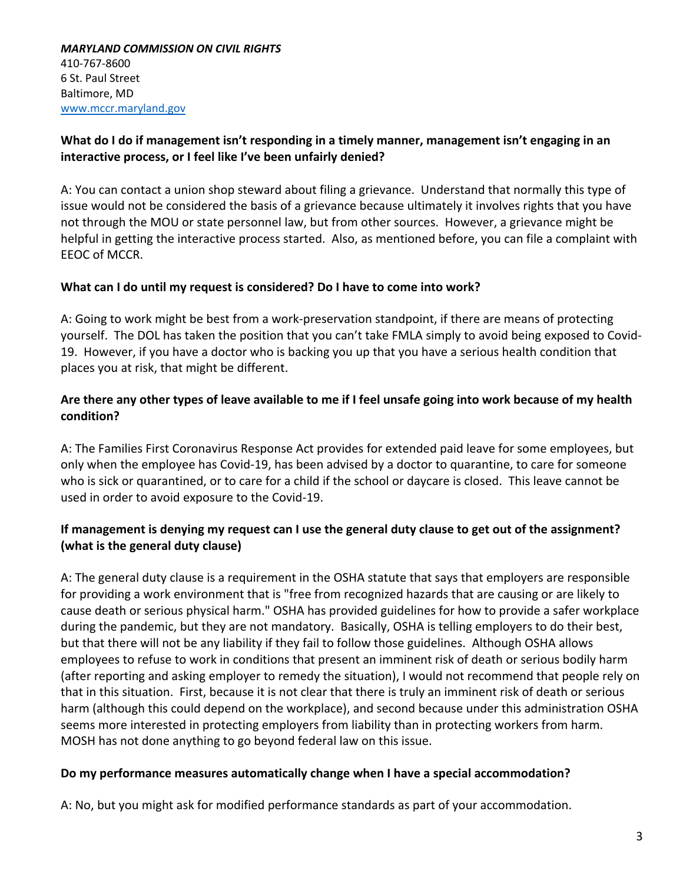***MARYLAND COMMISSION ON CIVIL RIGHTS***
410-767-8600
6 St. Paul Street
Baltimore, MD
[www.mccr.maryland.gov](http://www.mccr.maryland.gov)

**What do I do if management isn't responding in a timely manner, management isn't engaging in an interactive process, or I feel like I've been unfairly denied?**

A: You can contact a union shop steward about filing a grievance. Understand that normally this type of issue would not be considered the basis of a grievance because ultimately it involves rights that you have not through the MOU or state personnel law, but from other sources. However, a grievance might be helpful in getting the interactive process started. Also, as mentioned before, you can file a complaint with EEOC of MCCR.

**What can I do until my request is considered? Do I have to come into work?**

A: Going to work might be best from a work-preservation standpoint, if there are means of protecting yourself. The DOL has taken the position that you can't take FMLA simply to avoid being exposed to Covid-19. However, if you have a doctor who is backing you up that you have a serious health condition that places you at risk, that might be different.

**Are there any other types of leave available to me if I feel unsafe going into work because of my health condition?**

A: The Families First Coronavirus Response Act provides for extended paid leave for some employees, but only when the employee has Covid-19, has been advised by a doctor to quarantine, to care for someone who is sick or quarantined, or to care for a child if the school or daycare is closed. This leave cannot be used in order to avoid exposure to the Covid-19.

**If management is denying my request can I use the general duty clause to get out of the assignment? (what is the general duty clause)**

A: The general duty clause is a requirement in the OSHA statute that says that employers are responsible for providing a work environment that is "free from recognized hazards that are causing or are likely to cause death or serious physical harm." OSHA has provided guidelines for how to provide a safer workplace during the pandemic, but they are not mandatory. Basically, OSHA is telling employers to do their best, but that there will not be any liability if they fail to follow those guidelines. Although OSHA allows employees to refuse to work in conditions that present an imminent risk of death or serious bodily harm (after reporting and asking employer to remedy the situation), I would not recommend that people rely on that in this situation. First, because it is not clear that there is truly an imminent risk of death or serious harm (although this could depend on the workplace), and second because under this administration OSHA seems more interested in protecting employers from liability than in protecting workers from harm. MOSH has not done anything to go beyond federal law on this issue.

**Do my performance measures automatically change when I have a special accommodation?**

A: No, but you might ask for modified performance standards as part of your accommodation.